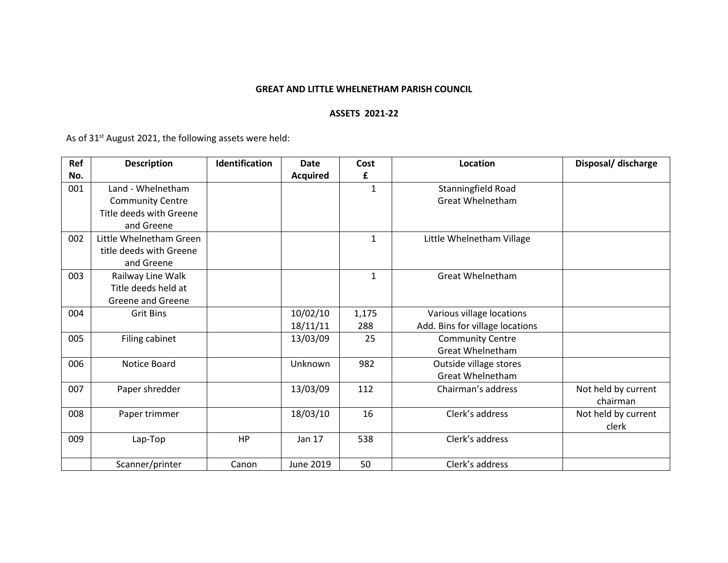**GREAT AND LITTLE WHELNETHAM PARISH COUNCIL**

**ASSETS 2021-22**

As of 31st August 2021, the following assets were held:

| Ref No. | Description | Identification | Date Acquired | Cost £ | Location | Disposal/ discharge |
|---|---|---|---|---|---|---|
| 001 | Land - Whelnetham Community Centre Title deeds with Greene and Greene | | | 1 | Stanningfield Road Great Whelnetham | |
| 002 | Little Whelnetham Green title deeds with Greene and Greene | | | 1 | Little Whelnetham Village | |
| 003 | Railway Line Walk Title deeds held at Greene and Greene | | | 1 | Great Whelnetham | |
| 004 | Grit Bins | | 10/02/10<br>18/11/11 | 1,175<br>288 | Various village locations<br>Add. Bins for village locations | |
| 005 | Filing cabinet | | 13/03/09 | 25 | Community Centre Great Whelnetham | |
| 006 | Notice Board | | Unknown | 982 | Outside village stores Great Whelnetham | |
| 007 | Paper shredder | | 13/03/09 | 112 | Chairman's address | Not held by current chairman |
| 008 | Paper trimmer | | 18/03/10 | 16 | Clerk's address | Not held by current clerk |
| 009 | Lap-Top | HP | Jan 17 | 538 | Clerk's address | |
| | Scanner/printer | Canon | June 2019 | 50 | Clerk's address | |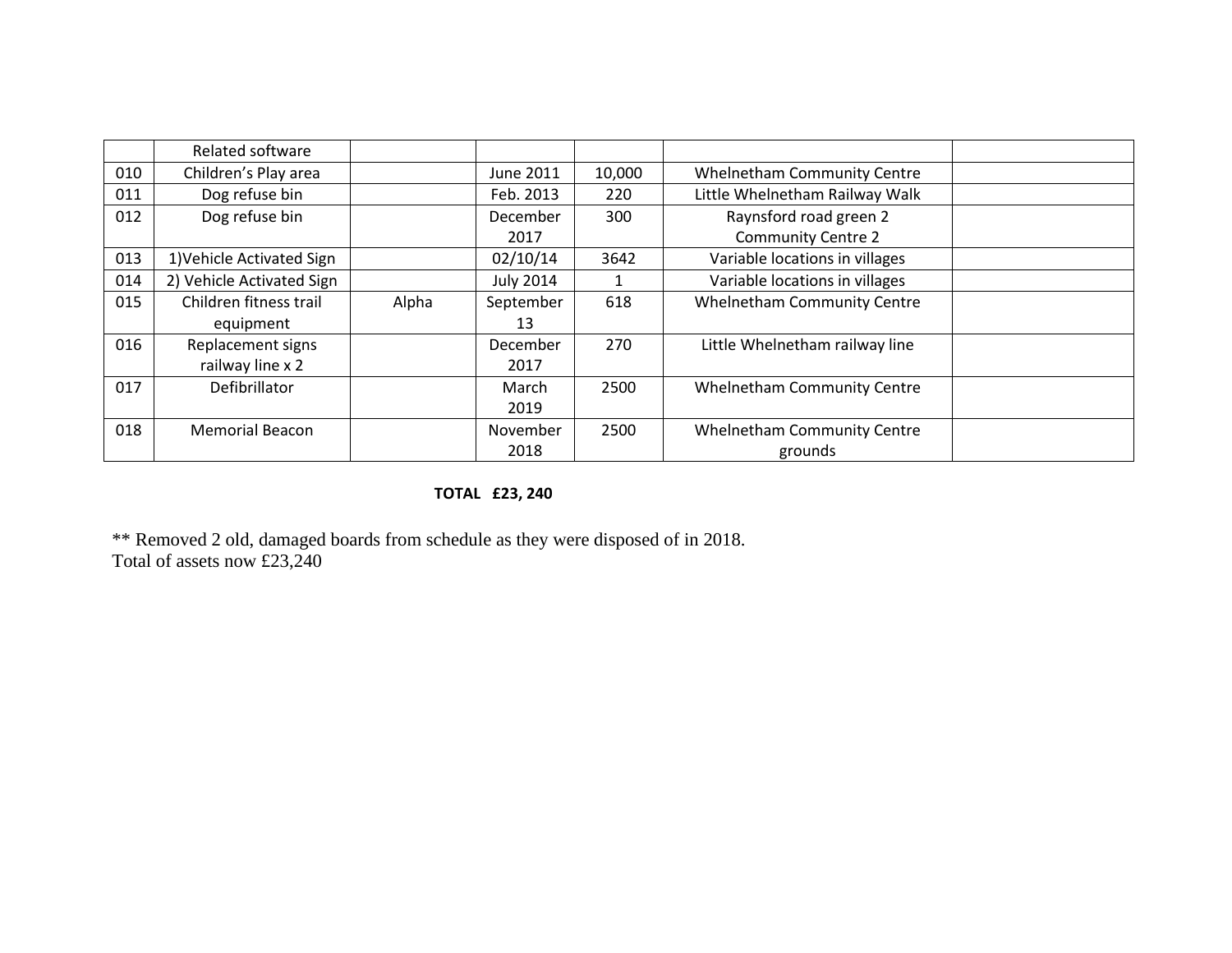| | | | | | | |
|---|---|---|---|---|---|---|
| | Related software | | | | | |
| 010 | Children's Play area | | June 2011 | 10,000 | Whelnetham Community Centre | |
| 011 | Dog refuse bin | | Feb. 2013 | 220 | Little Whelnetham Railway Walk | |
| 012 | Dog refuse bin | | December 2017 | 300 | Raynsford road green 2 Community Centre 2 | |
| 013 | 1)Vehicle Activated Sign | | 02/10/14 | 3642 | Variable locations in villages | |
| 014 | 2) Vehicle Activated Sign | | July 2014 | 1 | Variable locations in villages | |
| 015 | Children fitness trail equipment | Alpha | September 13 | 618 | Whelnetham Community Centre | |
| 016 | Replacement signs railway line x 2 | | December 2017 | 270 | Little Whelnetham railway line | |
| 017 | Defibrillator | | March 2019 | 2500 | Whelnetham Community Centre | |
| 018 | Memorial Beacon | | November 2018 | 2500 | Whelnetham Community Centre grounds | |

**TOTAL £23, 240**

** Removed 2 old, damaged boards from schedule as they were disposed of in 2018.
Total of assets now £23,240